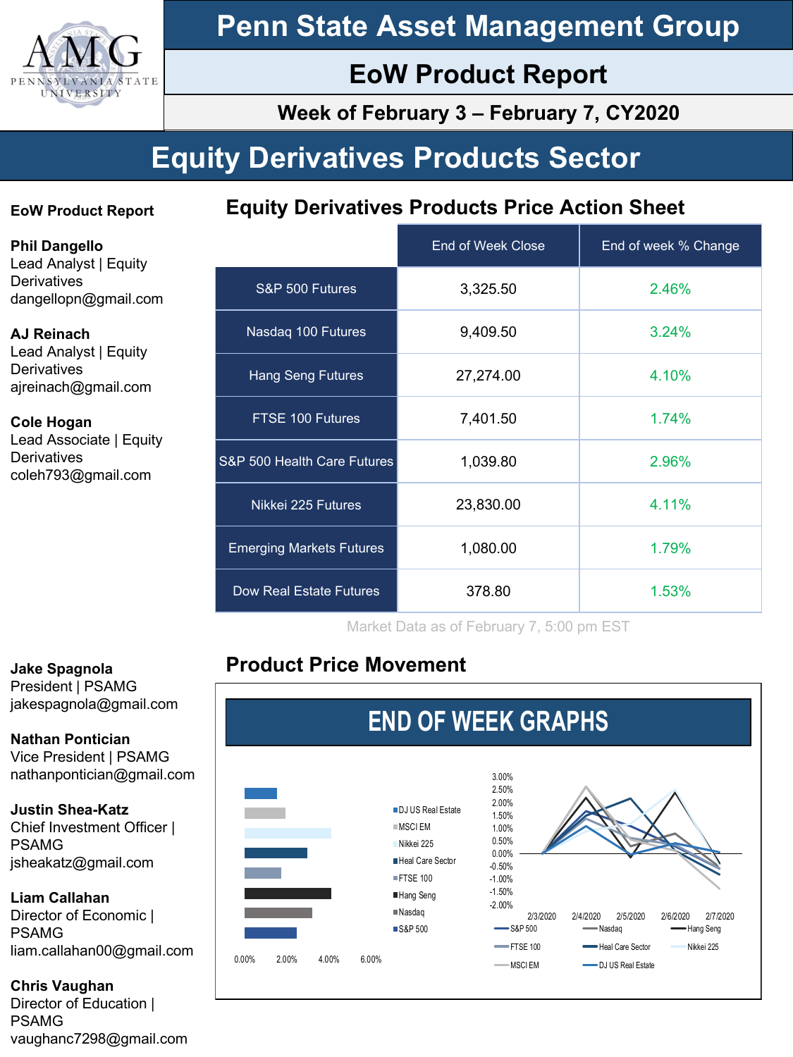# Penn State Asset Management Group

## EoW Product Report

### Week of February 3 – February 7, CY2020

# Equity Derivatives Products Sector

**EoW Product Report**

**Phil Dangello**
Lead Analyst | Equity Derivatives
dangellopn@gmail.com

**AJ Reinach**
Lead Analyst | Equity Derivatives
ajreinach@gmail.com

**Cole Hogan**
Lead Associate | Equity Derivatives
coleh793@gmail.com

## Equity Derivatives Products Price Action Sheet

| | End of Week Close | End of week % Change |
|---|---|---|
| S&P 500 Futures | 3,325.50 | 2.46% |
| Nasdaq 100 Futures | 9,409.50 | 3.24% |
| Hang Seng Futures | 27,274.00 | 4.10% |
| FTSE 100 Futures | 7,401.50 | 1.74% |
| S&P 500 Health Care Futures | 1,039.80 | 2.96% |
| Nikkei 225 Futures | 23,830.00 | 4.11% |
| Emerging Markets Futures | 1,080.00 | 1.79% |
| Dow Real Estate Futures | 378.80 | 1.53% |

Market Data as of February 7, 5:00 pm EST

**Jake Spagnola**
President | PSAMG
jakespagnola@gmail.com

**Nathan Pontician**
Vice President | PSAMG
nathanpontician@gmail.com

**Justin Shea-Katz**
Chief Investment Officer | PSAMG
jsheakatz@gmail.com

**Liam Callahan**
Director of Economic | PSAMG
liam.callahan00@gmail.com

**Chris Vaughan**
Director of Education | PSAMG
vaughanc7298@gmail.com

## Product Price Movement

END OF WEEK GRAPHS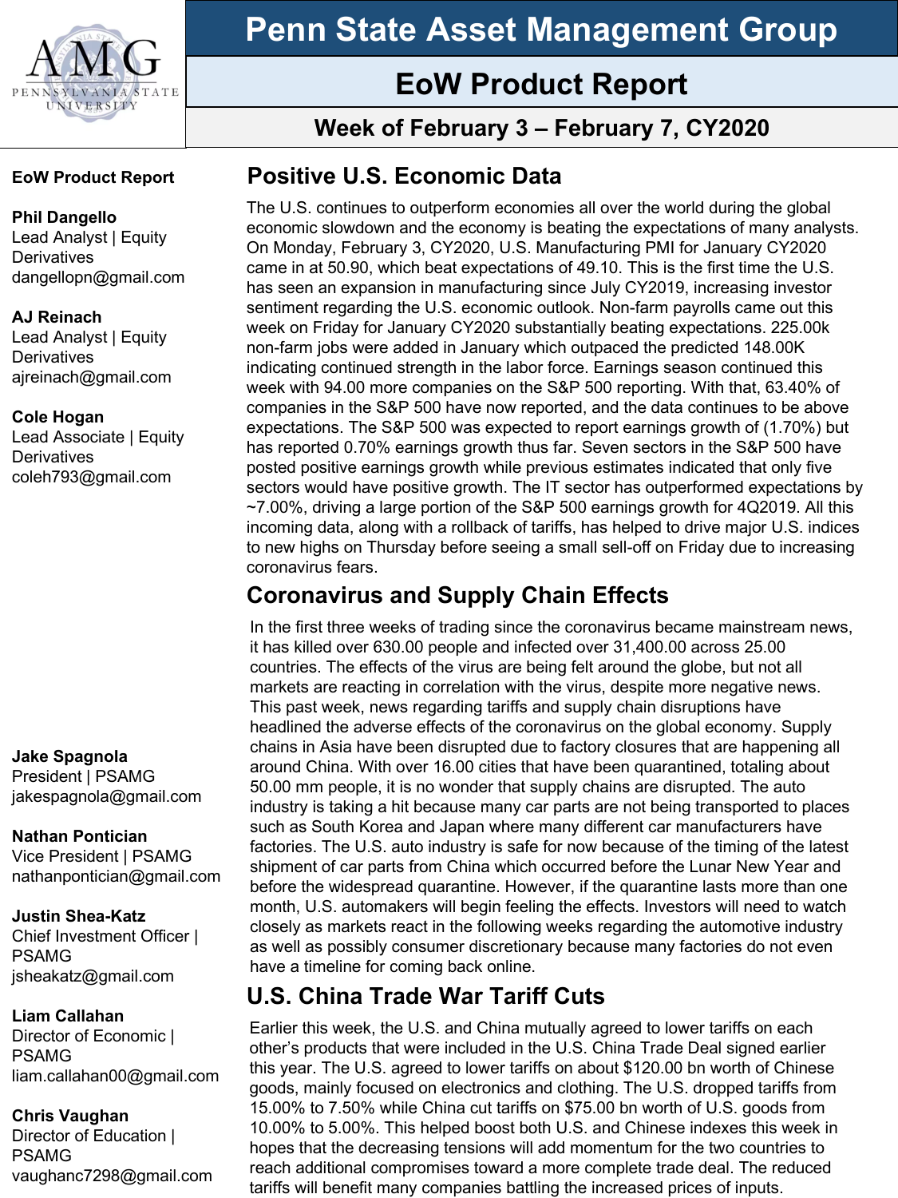# Penn State Asset Management Group

## EoW Product Report

### Week of February 3 – February 7, CY2020

**EoW Product Report**

**Phil Dangello**
Lead Analyst | Equity Derivatives
dangellopn@gmail.com

**AJ Reinach**
Lead Analyst | Equity Derivatives
ajreinach@gmail.com

**Cole Hogan**
Lead Associate | Equity Derivatives
coleh793@gmail.com

**Jake Spagnola**
President | PSAMG
jakespagnola@gmail.com

**Nathan Pontician**
Vice President | PSAMG
nathanpontician@gmail.com

**Justin Shea-Katz**
Chief Investment Officer | PSAMG
jsheakatz@gmail.com

**Liam Callahan**
Director of Economic | PSAMG
liam.callahan00@gmail.com

**Chris Vaughan**
Director of Education | PSAMG
vaughanc7298@gmail.com

## Positive U.S. Economic Data

The U.S. continues to outperform economies all over the world during the global economic slowdown and the economy is beating the expectations of many analysts. On Monday, February 3, CY2020, U.S. Manufacturing PMI for January CY2020 came in at 50.90, which beat expectations of 49.10. This is the first time the U.S. has seen an expansion in manufacturing since July CY2019, increasing investor sentiment regarding the U.S. economic outlook. Non-farm payrolls came out this week on Friday for January CY2020 substantially beating expectations. 225.00k non-farm jobs were added in January which outpaced the predicted 148.00K indicating continued strength in the labor force. Earnings season continued this week with 94.00 more companies on the S&P 500 reporting. With that, 63.40% of companies in the S&P 500 have now reported, and the data continues to be above expectations. The S&P 500 was expected to report earnings growth of (1.70%) but has reported 0.70% earnings growth thus far. Seven sectors in the S&P 500 have posted positive earnings growth while previous estimates indicated that only five sectors would have positive growth. The IT sector has outperformed expectations by ~7.00%, driving a large portion of the S&P 500 earnings growth for 4Q2019. All this incoming data, along with a rollback of tariffs, has helped to drive major U.S. indices to new highs on Thursday before seeing a small sell-off on Friday due to increasing coronavirus fears.

## Coronavirus and Supply Chain Effects

In the first three weeks of trading since the coronavirus became mainstream news, it has killed over 630.00 people and infected over 31,400.00 across 25.00 countries. The effects of the virus are being felt around the globe, but not all markets are reacting in correlation with the virus, despite more negative news. This past week, news regarding tariffs and supply chain disruptions have headlined the adverse effects of the coronavirus on the global economy. Supply chains in Asia have been disrupted due to factory closures that are happening all around China. With over 16.00 cities that have been quarantined, totaling about 50.00 mm people, it is no wonder that supply chains are disrupted. The auto industry is taking a hit because many car parts are not being transported to places such as South Korea and Japan where many different car manufacturers have factories. The U.S. auto industry is safe for now because of the timing of the latest shipment of car parts from China which occurred before the Lunar New Year and before the widespread quarantine. However, if the quarantine lasts more than one month, U.S. automakers will begin feeling the effects. Investors will need to watch closely as markets react in the following weeks regarding the automotive industry as well as possibly consumer discretionary because many factories do not even have a timeline for coming back online.

## U.S. China Trade War Tariff Cuts

Earlier this week, the U.S. and China mutually agreed to lower tariffs on each other's products that were included in the U.S. China Trade Deal signed earlier this year. The U.S. agreed to lower tariffs on about $120.00 bn worth of Chinese goods, mainly focused on electronics and clothing. The U.S. dropped tariffs from 15.00% to 7.50% while China cut tariffs on $75.00 bn worth of U.S. goods from 10.00% to 5.00%. This helped boost both U.S. and Chinese indexes this week in hopes that the decreasing tensions will add momentum for the two countries to reach additional compromises toward a more complete trade deal. The reduced tariffs will benefit many companies battling the increased prices of inputs.